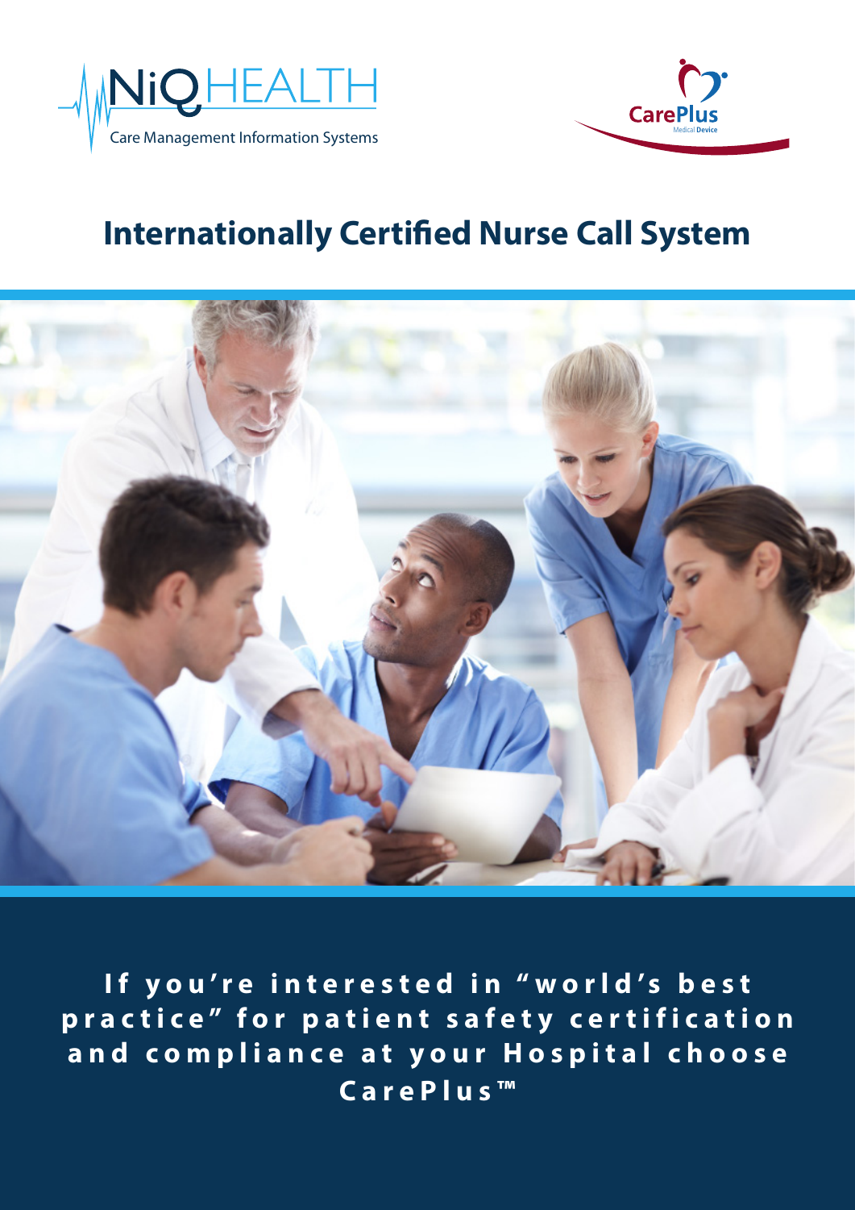NiQ HEALTH

Care Management Information Systems

CarePlus

Medical Device

# Internationally Certified Nurse Call System

**If you're interested in "world's best practice" for patient safety certification and compliance at your Hospital choose CarePlus™**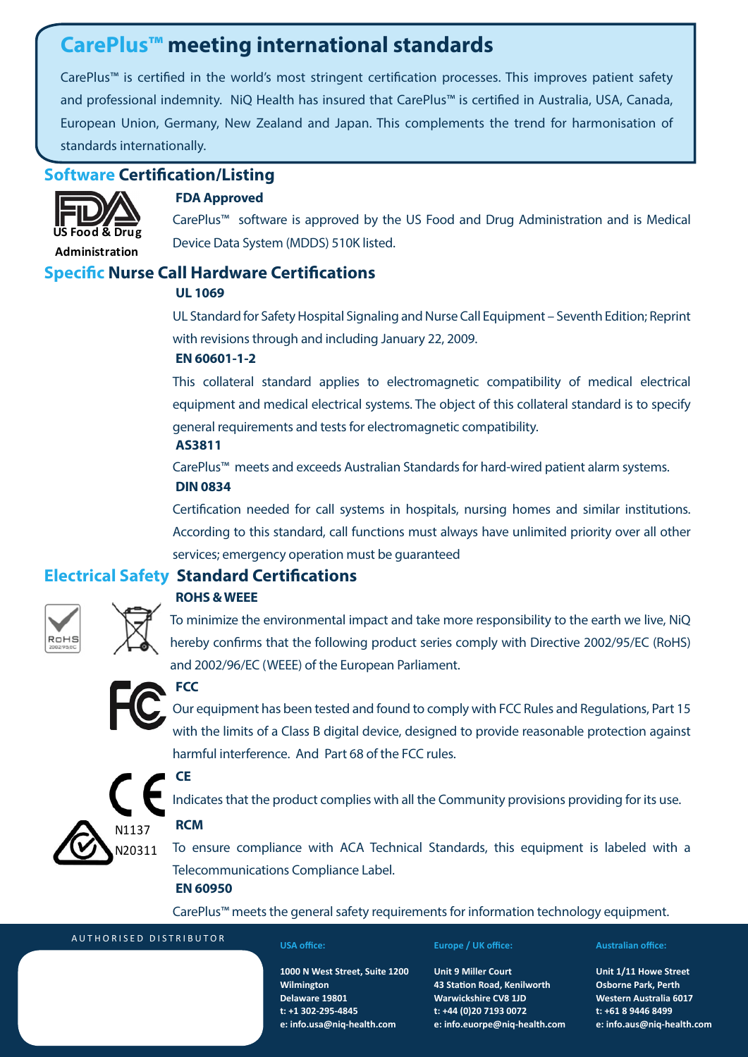## CarePlus™ meeting international standards

CarePlus™ is certified in the world's most stringent certification processes. This improves patient safety and professional indemnity. NiQ Health has insured that CarePlus™ is certified in Australia, USA, Canada, European Union, Germany, New Zealand and Japan. This complements the trend for harmonisation of standards internationally.

## Software Certification/Listing

US Food & Drug Administration

### FDA Approved

CarePlus™ software is approved by the US Food and Drug Administration and is Medical Device Data System (MDDS) 510K listed.

## Specific Nurse Call Hardware Certifications

### UL 1069

UL Standard for Safety Hospital Signaling and Nurse Call Equipment – Seventh Edition; Reprint with revisions through and including January 22, 2009.

### EN 60601-1-2

This collateral standard applies to electromagnetic compatibility of medical electrical equipment and medical electrical systems. The object of this collateral standard is to specify general requirements and tests for electromagnetic compatibility.

### AS3811

CarePlus™ meets and exceeds Australian Standards for hard-wired patient alarm systems.

### DIN 0834

Certification needed for call systems in hospitals, nursing homes and similar institutions. According to this standard, call functions must always have unlimited priority over all other services; emergency operation must be guaranteed

## Electrical Safety Standard Certifications

### ROHS & WEEE

To minimize the environmental impact and take more responsibility to the earth we live, NiQ hereby confirms that the following product series comply with Directive 2002/95/EC (RoHS) and 2002/96/EC (WEEE) of the European Parliament.

### FCC

Our equipment has been tested and found to comply with FCC Rules and Regulations, Part 15 with the limits of a Class B digital device, designed to provide reasonable protection against harmful interference. And Part 68 of the FCC rules.

### CE

Indicates that the product complies with all the Community provisions providing for its use.

### RCM

N1137
N20311

To ensure compliance with ACA Technical Standards, this equipment is labeled with a Telecommunications Compliance Label.

### EN 60950

CarePlus™ meets the general safety requirements for information technology equipment.

AUTHORISED DISTRIBUTOR

**USA office:**

**1000 N West Street, Suite 1200**
**Wilmington**
**Delaware 19801**
**t: +1 302-295-4845**
**e: info.usa@niq-health.com**

**Europe / UK office:**

**Unit 9 Miller Court**
**43 Station Road, Kenilworth**
**Warwickshire CV8 1JD**
**t: +44 (0)20 7193 0072**
**e: info.euorpe@niq-health.com**

**Australian office:**

**Unit 1/11 Howe Street**
**Osborne Park, Perth**
**Western Australia 6017**
**t: +61 8 9446 8499**
**e: info.aus@niq-health.com**